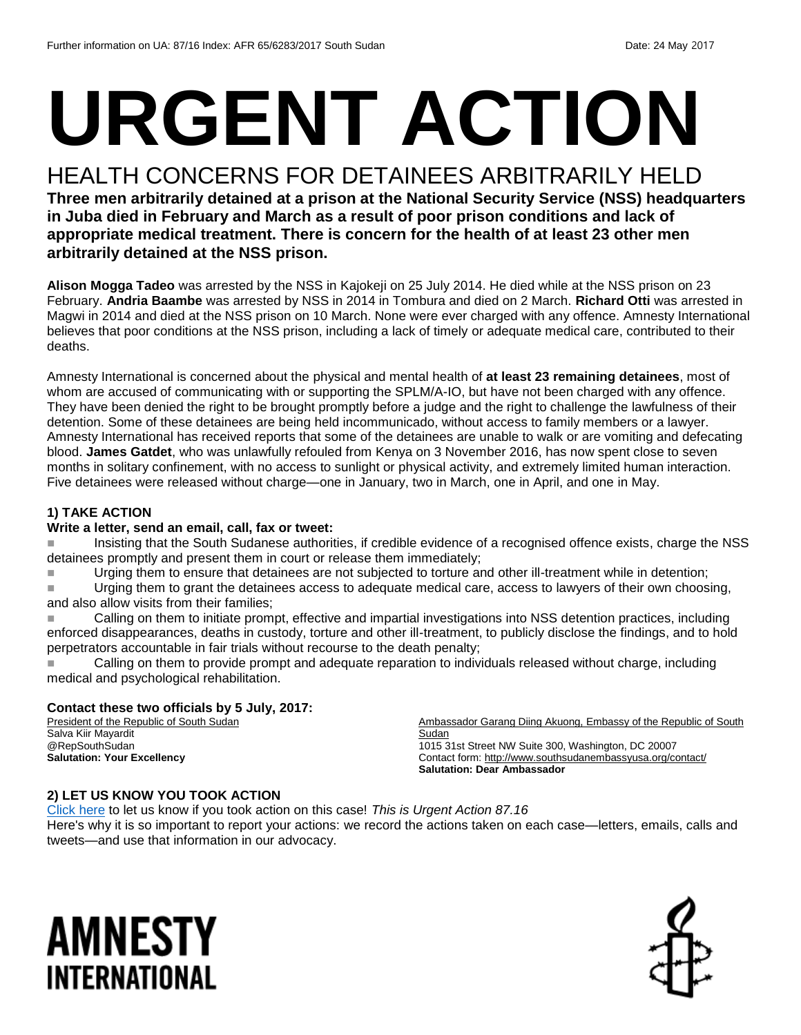Further information on UA: 87/16 Index: AFR 65/6283/2017 South Sudan Date: 24 May 2017

# URGENT ACTION

## HEALTH CONCERNS FOR DETAINEES ARBITRARILY HELD

**Three men arbitrarily detained at a prison at the National Security Service (NSS) headquarters in Juba died in February and March as a result of poor prison conditions and lack of appropriate medical treatment. There is concern for the health of at least 23 other men arbitrarily detained at the NSS prison.**

**Alison Mogga Tadeo** was arrested by the NSS in Kajokeji on 25 July 2014. He died while at the NSS prison on 23 February. **Andria Baambe** was arrested by NSS in 2014 in Tombura and died on 2 March. **Richard Otti** was arrested in Magwi in 2014 and died at the NSS prison on 10 March. None were ever charged with any offence. Amnesty International believes that poor conditions at the NSS prison, including a lack of timely or adequate medical care, contributed to their deaths.

Amnesty International is concerned about the physical and mental health of **at least 23 remaining detainees**, most of whom are accused of communicating with or supporting the SPLM/A-IO, but have not been charged with any offence. They have been denied the right to be brought promptly before a judge and the right to challenge the lawfulness of their detention. Some of these detainees are being held incommunicado, without access to family members or a lawyer. Amnesty International has received reports that some of the detainees are unable to walk or are vomiting and defecating blood. **James Gatdet**, who was unlawfully refouled from Kenya on 3 November 2016, has now spent close to seven months in solitary confinement, with no access to sunlight or physical activity, and extremely limited human interaction. Five detainees were released without charge—one in January, two in March, one in April, and one in May.

### 1) TAKE ACTION

**Write a letter, send an email, call, fax or tweet:**

- Insisting that the South Sudanese authorities, if credible evidence of a recognised offence exists, charge the NSS detainees promptly and present them in court or release them immediately;
- Urging them to ensure that detainees are not subjected to torture and other ill-treatment while in detention;
- Urging them to grant the detainees access to adequate medical care, access to lawyers of their own choosing, and also allow visits from their families;
- Calling on them to initiate prompt, effective and impartial investigations into NSS detention practices, including enforced disappearances, deaths in custody, torture and other ill-treatment, to publicly disclose the findings, and to hold perpetrators accountable in fair trials without recourse to the death penalty;
- Calling on them to provide prompt and adequate reparation to individuals released without charge, including medical and psychological rehabilitation.

**Contact these two officials by 5 July, 2017:**

President of the Republic of South Sudan
Salva Kiir Mayardit
@RepSouthSudan
**Salutation: Your Excellency**

Ambassador Garang Diing Akuong, Embassy of the Republic of South Sudan
1015 31st Street NW Suite 300, Washington, DC 20007
Contact form: http://www.southsudanembassyusa.org/contact/
**Salutation: Dear Ambassador**

### 2) LET US KNOW YOU TOOK ACTION

Click here to let us know if you took action on this case! *This is Urgent Action 87.16*
Here's why it is so important to report your actions: we record the actions taken on each case—letters, emails, calls and tweets—and use that information in our advocacy.

AMNESTY INTERNATIONAL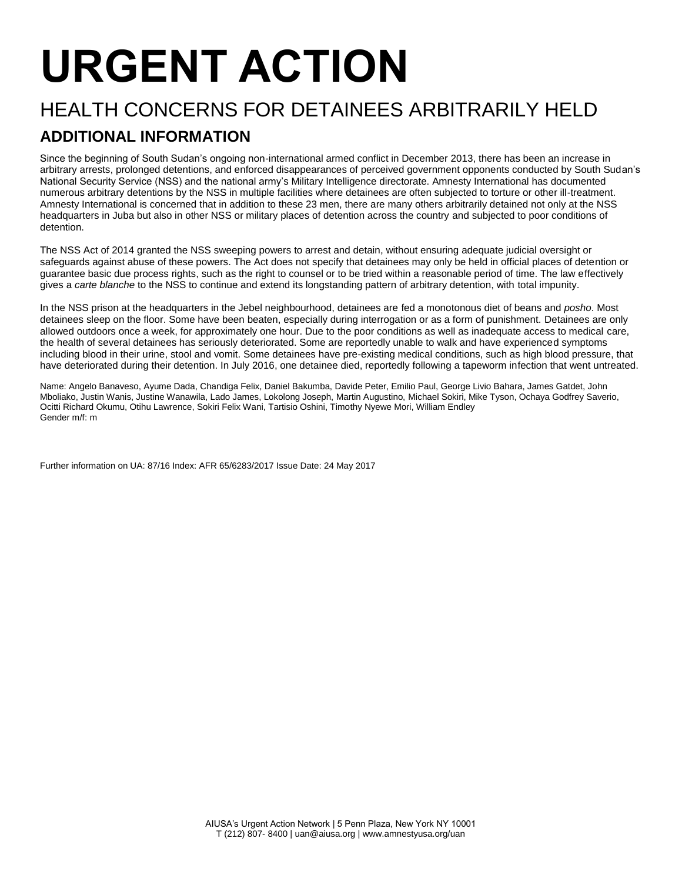# URGENT ACTION

## HEALTH CONCERNS FOR DETAINEES ARBITRARILY HELD

### ADDITIONAL INFORMATION

Since the beginning of South Sudan's ongoing non-international armed conflict in December 2013, there has been an increase in arbitrary arrests, prolonged detentions, and enforced disappearances of perceived government opponents conducted by South Sudan's National Security Service (NSS) and the national army's Military Intelligence directorate. Amnesty International has documented numerous arbitrary detentions by the NSS in multiple facilities where detainees are often subjected to torture or other ill-treatment. Amnesty International is concerned that in addition to these 23 men, there are many others arbitrarily detained not only at the NSS headquarters in Juba but also in other NSS or military places of detention across the country and subjected to poor conditions of detention.

The NSS Act of 2014 granted the NSS sweeping powers to arrest and detain, without ensuring adequate judicial oversight or safeguards against abuse of these powers. The Act does not specify that detainees may only be held in official places of detention or guarantee basic due process rights, such as the right to counsel or to be tried within a reasonable period of time. The law effectively gives a *carte blanche* to the NSS to continue and extend its longstanding pattern of arbitrary detention, with total impunity.

In the NSS prison at the headquarters in the Jebel neighbourhood, detainees are fed a monotonous diet of beans and *posho*. Most detainees sleep on the floor. Some have been beaten, especially during interrogation or as a form of punishment. Detainees are only allowed outdoors once a week, for approximately one hour. Due to the poor conditions as well as inadequate access to medical care, the health of several detainees has seriously deteriorated. Some are reportedly unable to walk and have experienced symptoms including blood in their urine, stool and vomit. Some detainees have pre-existing medical conditions, such as high blood pressure, that have deteriorated during their detention. In July 2016, one detainee died, reportedly following a tapeworm infection that went untreated.

Name: Angelo Banaveso, Ayume Dada, Chandiga Felix, Daniel Bakumba, Davide Peter, Emilio Paul, George Livio Bahara, James Gatdet, John Mboliako, Justin Wanis, Justine Wanawila, Lado James, Lokolong Joseph, Martin Augustino, Michael Sokiri, Mike Tyson, Ochaya Godfrey Saverio, Ocitti Richard Okumu, Otihu Lawrence, Sokiri Felix Wani, Tartisio Oshini, Timothy Nyewe Mori, William Endley
Gender m/f: m

Further information on UA: 87/16 Index: AFR 65/6283/2017 Issue Date: 24 May 2017

AIUSA's Urgent Action Network | 5 Penn Plaza, New York NY 10001
T (212) 807- 8400 | uan@aiusa.org | www.amnestyusa.org/uan